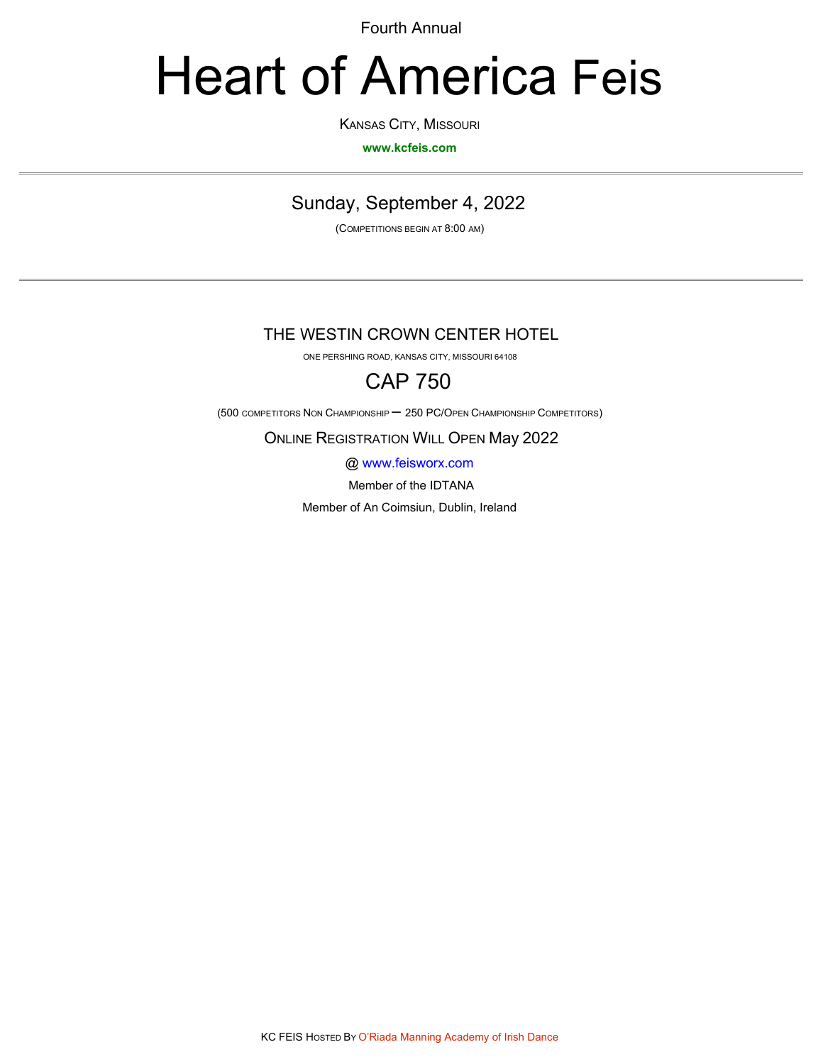Fourth Annual

# Heart of America Feis

KANSAS CITY, MISSOURI

**www.kcfeis.com**

---

## Sunday, September 4, 2022

(COMPETITIONS BEGIN AT 8:00 AM)

---

### THE WESTIN CROWN CENTER HOTEL

ONE PERSHING ROAD, KANSAS CITY, MISSOURI 64108

## CAP 750

(500 COMPETITORS NON CHAMPIONSHIP — 250 PC/OPEN CHAMPIONSHIP COMPETITORS)

ONLINE REGISTRATION WILL OPEN May 2022

@ www.feisworx.com

Member of the IDTANA

Member of An Coimsiun, Dublin, Ireland

KC FEIS HOSTED BY O'Riada Manning Academy of Irish Dance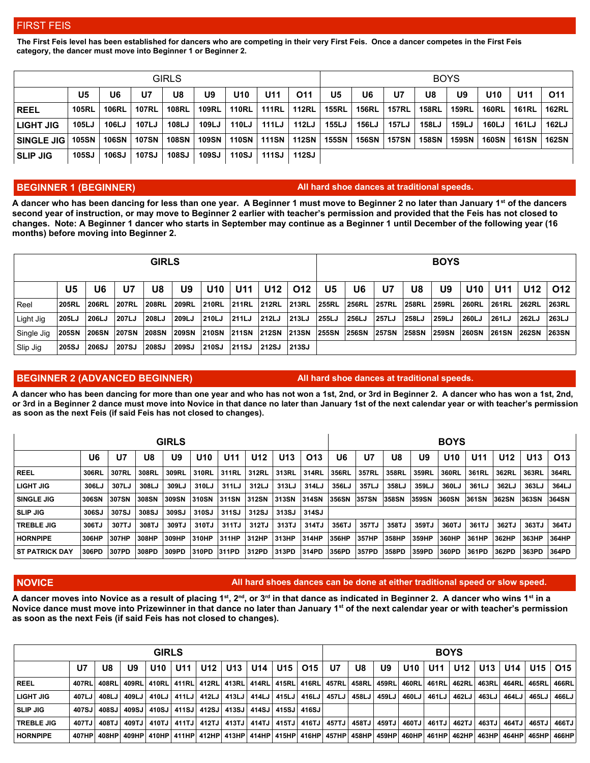## FIRST FEIS

**The First Feis level has been established for dancers who are competing in their very First Feis. Once a dancer competes in the First Feis category, the dancer must move into Beginner 1 or Beginner 2.**

| | GIRLS | | | | | | | | BOYS | | | | | | | |
|---|---|---|---|---|---|---|---|---|---|---|---|---|---|---|---|---|
| | U5 | U6 | U7 | U8 | U9 | U10 | U11 | O11 | U5 | U6 | U7 | U8 | U9 | U10 | U11 | O11 |
| REEL | 105RL | 106RL | 107RL | 108RL | 109RL | 110RL | 111RL | 112RL | 155RL | 156RL | 157RL | 158RL | 159RL | 160RL | 161RL | 162RL |
| LIGHT JIG | 105LJ | 106LJ | 107LJ | 108LJ | 109LJ | 110LJ | 111LJ | 112LJ | 155LJ | 156LJ | 157LJ | 158LJ | 159LJ | 160LJ | 161LJ | 162LJ |
| SINGLE JIG | 105SN | 106SN | 107SN | 108SN | 109SN | 110SN | 111SN | 112SN | 155SN | 156SN | 157SN | 158SN | 159SN | 160SN | 161SN | 162SN |
| SLIP JIG | 105SJ | 106SJ | 107SJ | 108SJ | 109SJ | 110SJ | 111SJ | 112SJ | | | | | | | | |

## BEGINNER 1 (BEGINNER)

**All hard shoe dances at traditional speeds.**

**A dancer who has been dancing for less than one year. A Beginner 1 must move to Beginner 2 no later than January 1st of the dancers second year of instruction, or may move to Beginner 2 earlier with teacher's permission and provided that the Feis has not closed to changes. Note: A Beginner 1 dancer who starts in September may continue as a Beginner 1 until December of the following year (16 months) before moving into Beginner 2.**

| | GIRLS | | | | | | | | | BOYS | | | | | | | | |
|---|---|---|---|---|---|---|---|---|---|---|---|---|---|---|---|---|---|---|
| | U5 | U6 | U7 | U8 | U9 | U10 | U11 | U12 | O12 | U5 | U6 | U7 | U8 | U9 | U10 | U11 | U12 | O12 |
| Reel | 205RL | 206RL | 207RL | 208RL | 209RL | 210RL | 211RL | 212RL | 213RL | 255RL | 256RL | 257RL | 258RL | 259RL | 260RL | 261RL | 262RL | 263RL |
| Light Jig | 205LJ | 206LJ | 207LJ | 208LJ | 209LJ | 210LJ | 211LJ | 212LJ | 213LJ | 255LJ | 256LJ | 257LJ | 258LJ | 259LJ | 260LJ | 261LJ | 262LJ | 263LJ |
| Single Jig | 205SN | 206SN | 207SN | 208SN | 209SN | 210SN | 211SN | 212SN | 213SN | 255SN | 256SN | 257SN | 258SN | 259SN | 260SN | 261SN | 262SN | 263SN |
| Slip Jig | 205SJ | 206SJ | 207SJ | 208SJ | 209SJ | 210SJ | 211SJ | 212SJ | 213SJ | | | | | | | | | |

## BEGINNER 2 (ADVANCED BEGINNER)

**All hard shoe dances at traditional speeds.**

**A dancer who has been dancing for more than one year and who has not won a 1st, 2nd, or 3rd in Beginner 2. A dancer who has won a 1st, 2nd, or 3rd in a Beginner 2 dance must move into Novice in that dance no later than January 1st of the next calendar year or with teacher's permission as soon as the next Feis (if said Feis has not closed to changes).**

| | GIRLS | | | | | | | | | BOYS | | | | | | | | |
|---|---|---|---|---|---|---|---|---|---|---|---|---|---|---|---|---|---|---|
| | U6 | U7 | U8 | U9 | U10 | U11 | U12 | U13 | O13 | U6 | U7 | U8 | U9 | U10 | U11 | U12 | U13 | O13 |
| REEL | 306RL | 307RL | 308RL | 309RL | 310RL | 311RL | 312RL | 313RL | 314RL | 356RL | 357RL | 358RL | 359RL | 360RL | 361RL | 362RL | 363RL | 364RL |
| LIGHT JIG | 306LJ | 307LJ | 308LJ | 309LJ | 310LJ | 311LJ | 312LJ | 313LJ | 314LJ | 356LJ | 357LJ | 358LJ | 359LJ | 360LJ | 361LJ | 362LJ | 363LJ | 364LJ |
| SINGLE JIG | 306SN | 307SN | 308SN | 309SN | 310SN | 311SN | 312SN | 313SN | 314SN | 356SN | 357SN | 358SN | 359SN | 360SN | 361SN | 362SN | 363SN | 364SN |
| SLIP JIG | 306SJ | 307SJ | 308SJ | 309SJ | 310SJ | 311SJ | 312SJ | 313SJ | 314SJ | | | | | | | | | |
| TREBLE JIG | 306TJ | 307TJ | 308TJ | 309TJ | 310TJ | 311TJ | 312TJ | 313TJ | 314TJ | 356TJ | 357TJ | 358TJ | 359TJ | 360TJ | 361TJ | 362TJ | 363TJ | 364TJ |
| HORNPIPE | 306HP | 307HP | 308HP | 309HP | 310HP | 311HP | 312HP | 313HP | 314HP | 356HP | 357HP | 358HP | 359HP | 360HP | 361HP | 362HP | 363HP | 364HP |
| ST PATRICK DAY | 306PD | 307PD | 308PD | 309PD | 310PD | 311PD | 312PD | 313PD | 314PD | 356PD | 357PD | 358PD | 359PD | 360PD | 361PD | 362PD | 363PD | 364PD |

## NOVICE

**All hard shoes dances can be done at either traditional speed or slow speed.**

**A dancer moves into Novice as a result of placing 1st, 2nd, or 3rd in that dance as indicated in Beginner 2. A dancer who wins 1st in a Novice dance must move into Prizewinner in that dance no later than January 1st of the next calendar year or with teacher's permission as soon as the next Feis (if said Feis has not closed to changes).**

| | GIRLS | | | | | | | | | | BOYS | | | | | | | | | |
|---|---|---|---|---|---|---|---|---|---|---|---|---|---|---|---|---|---|---|---|---|
| | U7 | U8 | U9 | U10 | U11 | U12 | U13 | U14 | U15 | O15 | U7 | U8 | U9 | U10 | U11 | U12 | U13 | U14 | U15 | O15 |
| REEL | 407RL | 408RL | 409RL | 410RL | 411RL | 412RL | 413RL | 414RL | 415RL | 416RL | 457RL | 458RL | 459RL | 460RL | 461RL | 462RL | 463RL | 464RL | 465RL | 466RL |
| LIGHT JIG | 407LJ | 408LJ | 409LJ | 410LJ | 411LJ | 412LJ | 413LJ | 414LJ | 415LJ | 416LJ | 457LJ | 458LJ | 459LJ | 460LJ | 461LJ | 462LJ | 463LJ | 464LJ | 465LJ | 466LJ |
| SLIP JIG | 407SJ | 408SJ | 409SJ | 410SJ | 411SJ | 412SJ | 413SJ | 414SJ | 415SJ | 416SJ | | | | | | | | | | |
| TREBLE JIG | 407TJ | 408TJ | 409TJ | 410TJ | 411TJ | 412TJ | 413TJ | 414TJ | 415TJ | 416TJ | 457TJ | 458TJ | 459TJ | 460TJ | 461TJ | 462TJ | 463TJ | 464TJ | 465TJ | 466TJ |
| HORNPIPE | 407HP | 408HP | 409HP | 410HP | 411HP | 412HP | 413HP | 414HP | 415HP | 416HP | 457HP | 458HP | 459HP | 460HP | 461HP | 462HP | 463HP | 464HP | 465HP | 466HP |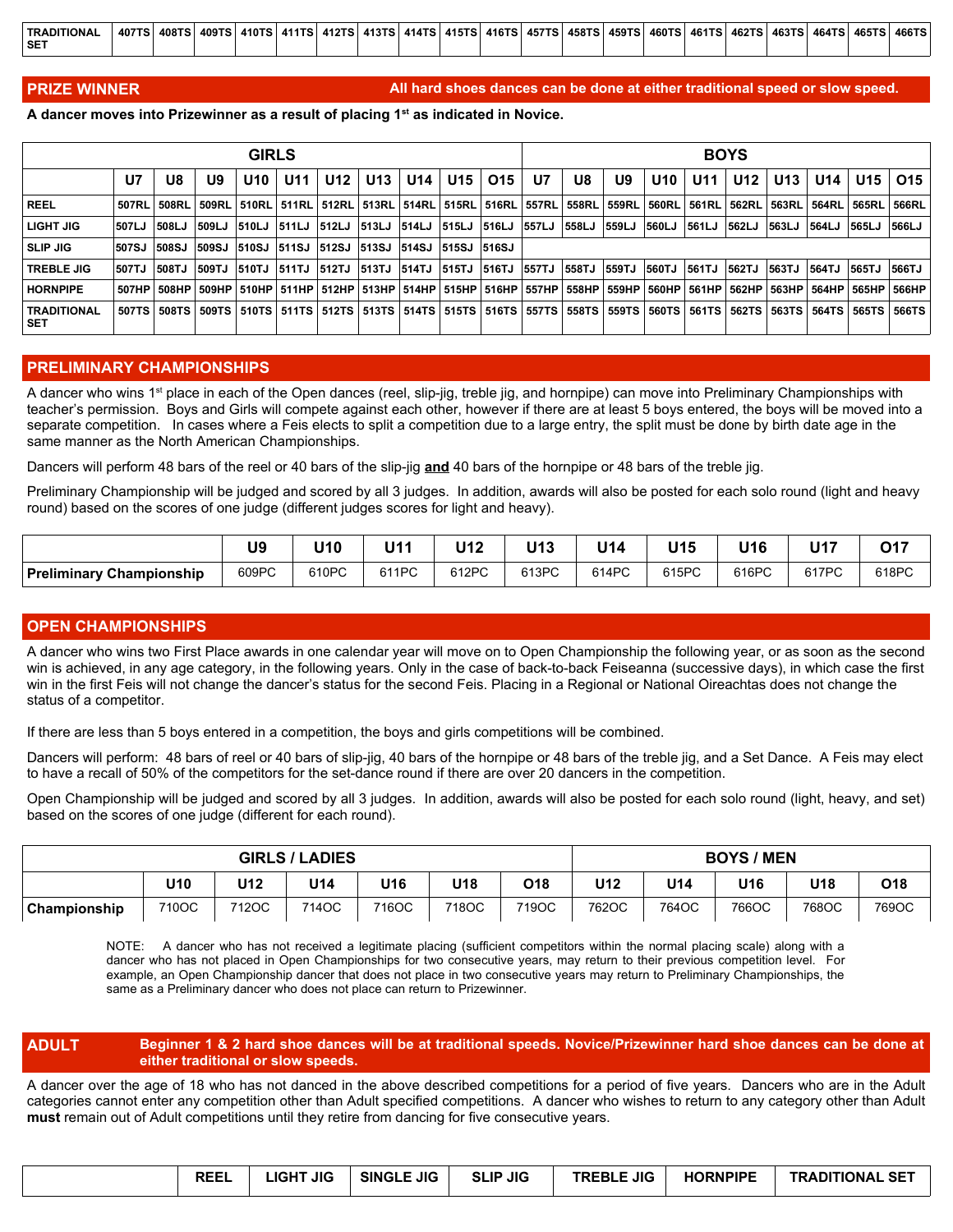| TRADITIONAL SET | 407TS | 408TS | 409TS | 410TS | 411TS | 412TS | 413TS | 414TS | 415TS | 416TS | 457TS | 458TS | 459TS | 460TS | 461TS | 462TS | 463TS | 464TS | 465TS | 466TS |
|---|---|---|---|---|---|---|---|---|---|---|---|---|---|---|---|---|---|---|---|---|

## PRIZE WINNER

**All hard shoes dances can be done at either traditional speed or slow speed.**

**A dancer moves into Prizewinner as a result of placing 1st as indicated in Novice.**

| | GIRLS | | | | | | | | | | BOYS | | | | | | | | | |
|---|---|---|---|---|---|---|---|---|---|---|---|---|---|---|---|---|---|---|---|---|
| | U7 | U8 | U9 | U10 | U11 | U12 | U13 | U14 | U15 | O15 | U7 | U8 | U9 | U10 | U11 | U12 | U13 | U14 | U15 | O15 |
| REEL | 507RL | 508RL | 509RL | 510RL | 511RL | 512RL | 513RL | 514RL | 515RL | 516RL | 557RL | 558RL | 559RL | 560RL | 561RL | 562RL | 563RL | 564RL | 565RL | 566RL |
| LIGHT JIG | 507LJ | 508LJ | 509LJ | 510LJ | 511LJ | 512LJ | 513LJ | 514LJ | 515LJ | 516LJ | 557LJ | 558LJ | 559LJ | 560LJ | 561LJ | 562LJ | 563LJ | 564LJ | 565LJ | 566LJ |
| SLIP JIG | 507SJ | 508SJ | 509SJ | 510SJ | 511SJ | 512SJ | 513SJ | 514SJ | 515SJ | 516SJ | | | | | | | | | | |
| TREBLE JIG | 507TJ | 508TJ | 509TJ | 510TJ | 511TJ | 512TJ | 513TJ | 514TJ | 515TJ | 516TJ | 557TJ | 558TJ | 559TJ | 560TJ | 561TJ | 562TJ | 563TJ | 564TJ | 565TJ | 566TJ |
| HORNPIPE | 507HP | 508HP | 509HP | 510HP | 511HP | 512HP | 513HP | 514HP | 515HP | 516HP | 557HP | 558HP | 559HP | 560HP | 561HP | 562HP | 563HP | 564HP | 565HP | 566HP |
| TRADITIONAL SET | 507TS | 508TS | 509TS | 510TS | 511TS | 512TS | 513TS | 514TS | 515TS | 516TS | 557TS | 558TS | 559TS | 560TS | 561TS | 562TS | 563TS | 564TS | 565TS | 566TS |

## PRELIMINARY CHAMPIONSHIPS

A dancer who wins 1st place in each of the Open dances (reel, slip-jig, treble jig, and hornpipe) can move into Preliminary Championships with teacher's permission. Boys and Girls will compete against each other, however if there are at least 5 boys entered, the boys will be moved into a separate competition. In cases where a Feis elects to split a competition due to a large entry, the split must be done by birth date age in the same manner as the North American Championships.

Dancers will perform 48 bars of the reel or 40 bars of the slip-jig **and** 40 bars of the hornpipe or 48 bars of the treble jig.

Preliminary Championship will be judged and scored by all 3 judges. In addition, awards will also be posted for each solo round (light and heavy round) based on the scores of one judge (different judges scores for light and heavy).

| | U9 | U10 | U11 | U12 | U13 | U14 | U15 | U16 | U17 | O17 |
|---|---|---|---|---|---|---|---|---|---|---|
| **Preliminary Championship** | 609PC | 610PC | 611PC | 612PC | 613PC | 614PC | 615PC | 616PC | 617PC | 618PC |

## OPEN CHAMPIONSHIPS

A dancer who wins two First Place awards in one calendar year will move on to Open Championship the following year, or as soon as the second win is achieved, in any age category, in the following years. Only in the case of back-to-back Feiseanna (successive days), in which case the first win in the first Feis will not change the dancer's status for the second Feis. Placing in a Regional or National Oireachtas does not change the status of a competitor.

If there are less than 5 boys entered in a competition, the boys and girls competitions will be combined.

Dancers will perform: 48 bars of reel or 40 bars of slip-jig, 40 bars of the hornpipe or 48 bars of the treble jig, and a Set Dance. A Feis may elect to have a recall of 50% of the competitors for the set-dance round if there are over 20 dancers in the competition.

Open Championship will be judged and scored by all 3 judges. In addition, awards will also be posted for each solo round (light, heavy, and set) based on the scores of one judge (different for each round).

| | GIRLS / LADIES | | | | | | BOYS / MEN | | | | |
|---|---|---|---|---|---|---|---|---|---|---|---|
| | U10 | U12 | U14 | U16 | U18 | O18 | U12 | U14 | U16 | U18 | O18 |
| **Championship** | 710OC | 712OC | 714OC | 716OC | 718OC | 719OC | 762OC | 764OC | 766OC | 768OC | 769OC |

NOTE: A dancer who has not received a legitimate placing (sufficient competitors within the normal placing scale) along with a dancer who has not placed in Open Championships for two consecutive years, may return to their previous competition level. For example, an Open Championship dancer that does not place in two consecutive years may return to Preliminary Championships, the same as a Preliminary dancer who does not place can return to Prizewinner.

## ADULT

**Beginner 1 & 2 hard shoe dances will be at traditional speeds. Novice/Prizewinner hard shoe dances can be done at either traditional or slow speeds.**

A dancer over the age of 18 who has not danced in the above described competitions for a period of five years. Dancers who are in the Adult categories cannot enter any competition other than Adult specified competitions. A dancer who wishes to return to any category other than Adult **must** remain out of Adult competitions until they retire from dancing for five consecutive years.

| | REEL | LIGHT JIG | SINGLE JIG | SLIP JIG | TREBLE JIG | HORNPIPE | TRADITIONAL SET |
|---|---|---|---|---|---|---|---|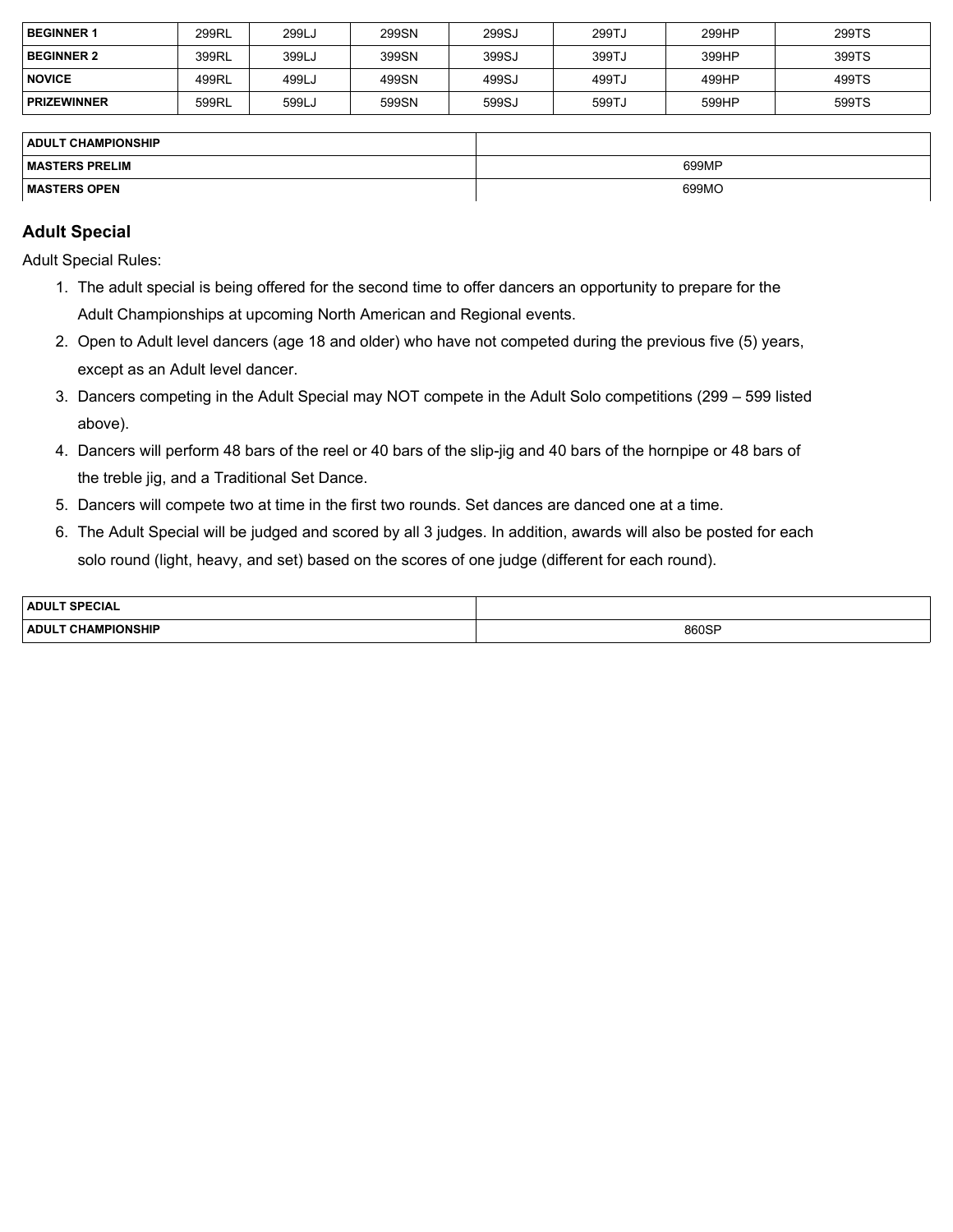| | | | | | | | |
|---|---|---|---|---|---|---|---|
| **BEGINNER 1** | 299RL | 299LJ | 299SN | 299SJ | 299TJ | 299HP | 299TS |
| **BEGINNER 2** | 399RL | 399LJ | 399SN | 399SJ | 399TJ | 399HP | 399TS |
| **NOVICE** | 499RL | 499LJ | 499SN | 499SJ | 499TJ | 499HP | 499TS |
| **PRIZEWINNER** | 599RL | 599LJ | 599SN | 599SJ | 599TJ | 599HP | 599TS |

| **ADULT CHAMPIONSHIP** | |
|---|---|
| **MASTERS PRELIM** | 699MP |
| **MASTERS OPEN** | 699MO |

## Adult Special

Adult Special Rules:

1. The adult special is being offered for the second time to offer dancers an opportunity to prepare for the Adult Championships at upcoming North American and Regional events.
2. Open to Adult level dancers (age 18 and older) who have not competed during the previous five (5) years, except as an Adult level dancer.
3. Dancers competing in the Adult Special may NOT compete in the Adult Solo competitions (299 – 599 listed above).
4. Dancers will perform 48 bars of the reel or 40 bars of the slip-jig and 40 bars of the hornpipe or 48 bars of the treble jig, and a Traditional Set Dance.
5. Dancers will compete two at time in the first two rounds. Set dances are danced one at a time.
6. The Adult Special will be judged and scored by all 3 judges. In addition, awards will also be posted for each solo round (light, heavy, and set) based on the scores of one judge (different for each round).

| **ADULT SPECIAL** | |
|---|---|
| **ADULT CHAMPIONSHIP** | 860SP |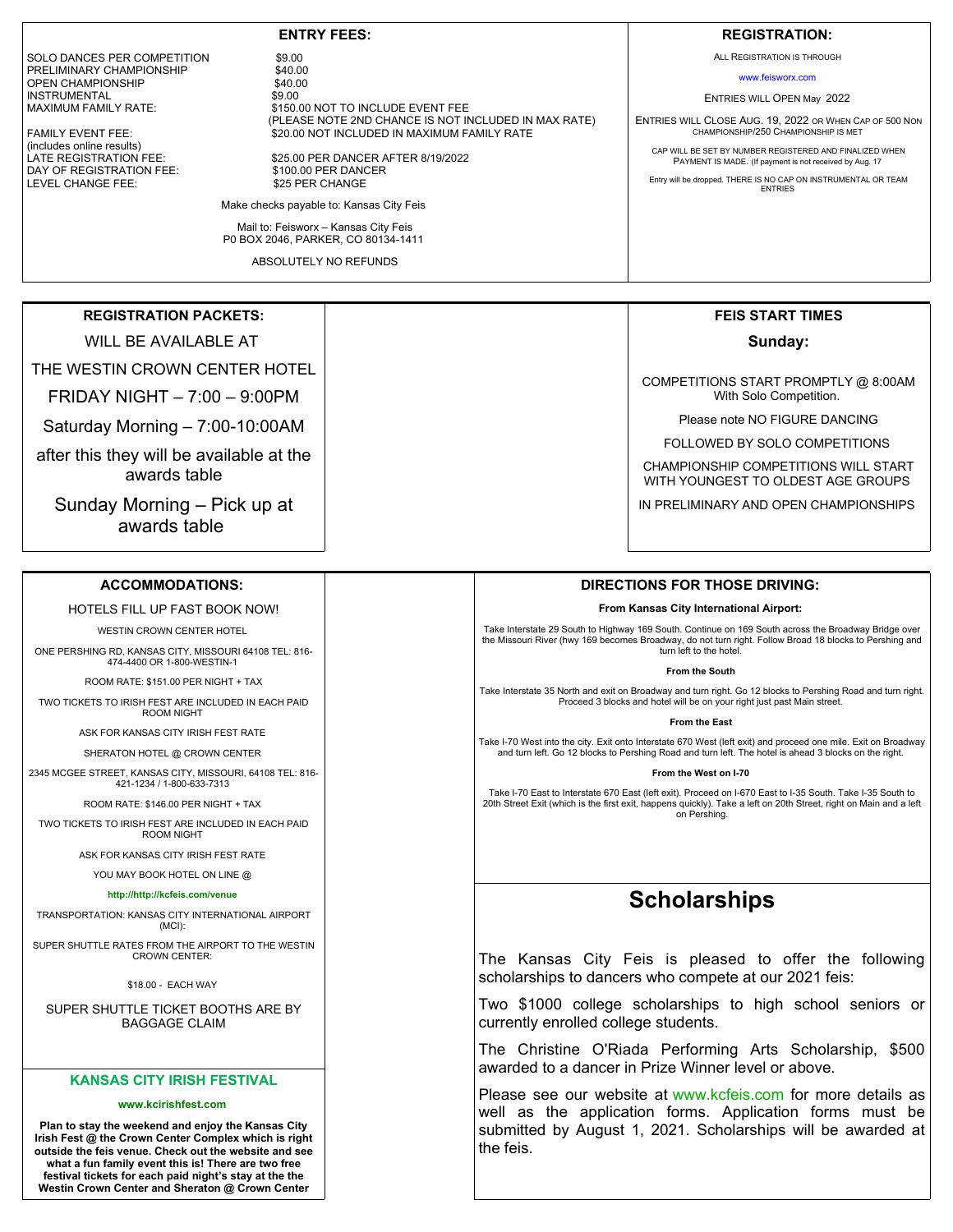## ENTRY FEES:

| | |
|---|---|
| SOLO DANCES PER COMPETITION | $9.00 |
| PRELIMINARY CHAMPIONSHIP | $40.00 |
| OPEN CHAMPIONSHIP | $40.00 |
| INSTRUMENTAL | $9.00 |
| MAXIMUM FAMILY RATE: | $150.00 NOT TO INCLUDE EVENT FEE (PLEASE NOTE 2ND CHANCE IS NOT INCLUDED IN MAX RATE) |
| FAMILY EVENT FEE: (includes online results) | $20.00 NOT INCLUDED IN MAXIMUM FAMILY RATE |
| LATE REGISTRATION FEE: | $25.00 PER DANCER AFTER 8/19/2022 |
| DAY OF REGISTRATION FEE: | $100.00 PER DANCER |
| LEVEL CHANGE FEE: | $25 PER CHANGE |

Make checks payable to: Kansas City Feis

Mail to: Feisworx – Kansas City Feis
P0 BOX 2046, PARKER, CO 80134-1411

ABSOLUTELY NO REFUNDS

## REGISTRATION:

ALL REGISTRATION IS THROUGH

www.feisworx.com

ENTRIES WILL OPEN May 2022

ENTRIES WILL CLOSE AUG. 19, 2022 OR WHEN CAP OF 500 NON CHAMPIONSHIP/250 CHAMPIONSHIP IS MET

CAP WILL BE SET BY NUMBER REGISTERED AND FINALIZED WHEN PAYMENT IS MADE. (If payment is not received by Aug. 17

Entry will be dropped. THERE IS NO CAP ON INSTRUMENTAL OR TEAM ENTRIES

## REGISTRATION PACKETS:

WILL BE AVAILABLE AT

THE WESTIN CROWN CENTER HOTEL

FRIDAY NIGHT – 7:00 – 9:00PM

Saturday Morning – 7:00-10:00AM

after this they will be available at the awards table

Sunday Morning – Pick up at awards table

## FEIS START TIMES

**Sunday:**

COMPETITIONS START PROMPTLY @ 8:00AM With Solo Competition.

Please note NO FIGURE DANCING

FOLLOWED BY SOLO COMPETITIONS

CHAMPIONSHIP COMPETITIONS WILL START WITH YOUNGEST TO OLDEST AGE GROUPS

IN PRELIMINARY AND OPEN CHAMPIONSHIPS

## ACCOMMODATIONS:

HOTELS FILL UP FAST BOOK NOW!

WESTIN CROWN CENTER HOTEL

ONE PERSHING RD, KANSAS CITY, MISSOURI 64108 TEL: 816-474-4400 OR 1-800-WESTIN-1

ROOM RATE: $151.00 PER NIGHT + TAX

TWO TICKETS TO IRISH FEST ARE INCLUDED IN EACH PAID ROOM NIGHT

ASK FOR KANSAS CITY IRISH FEST RATE

SHERATON HOTEL @ CROWN CENTER

2345 MCGEE STREET, KANSAS CITY, MISSOURI, 64108 TEL: 816-421-1234 / 1-800-633-7313

ROOM RATE: $146.00 PER NIGHT + TAX

TWO TICKETS TO IRISH FEST ARE INCLUDED IN EACH PAID ROOM NIGHT

ASK FOR KANSAS CITY IRISH FEST RATE

YOU MAY BOOK HOTEL ON LINE @

**http://http://kcfeis.com/venue**

TRANSPORTATION: KANSAS CITY INTERNATIONAL AIRPORT (MCI):

SUPER SHUTTLE RATES FROM THE AIRPORT TO THE WESTIN CROWN CENTER:

$18.00 - EACH WAY

SUPER SHUTTLE TICKET BOOTHS ARE BY BAGGAGE CLAIM

### KANSAS CITY IRISH FESTIVAL

**www.kcirishfest.com**

**Plan to stay the weekend and enjoy the Kansas City Irish Fest @ the Crown Center Complex which is right outside the feis venue. Check out the website and see what a fun family event this is! There are two free festival tickets for each paid night's stay at the the Westin Crown Center and Sheraton @ Crown Center**

## DIRECTIONS FOR THOSE DRIVING:

**From Kansas City International Airport:**

Take Interstate 29 South to Highway 169 South. Continue on 169 South across the Broadway Bridge over the Missouri River (hwy 169 becomes Broadway, do not turn right. Follow Broad 18 blocks to Pershing and turn left to the hotel.

**From the South**

Take Interstate 35 North and exit on Broadway and turn right. Go 12 blocks to Pershing Road and turn right. Proceed 3 blocks and hotel will be on your right just past Main street.

**From the East**

Take I-70 West into the city. Exit onto Interstate 670 West (left exit) and proceed one mile. Exit on Broadway and turn left. Go 12 blocks to Pershing Road and turn left. The hotel is ahead 3 blocks on the right.

**From the West on I-70**

Take I-70 East to Interstate 670 East (left exit). Proceed on I-670 East to I-35 South. Take I-35 South to 20th Street Exit (which is the first exit, happens quickly). Take a left on 20th Street, right on Main and a left on Pershing.

# Scholarships

The Kansas City Feis is pleased to offer the following scholarships to dancers who compete at our 2021 feis:

Two $1000 college scholarships to high school seniors or currently enrolled college students.

The Christine O'Riada Performing Arts Scholarship, $500 awarded to a dancer in Prize Winner level or above.

Please see our website at www.kcfeis.com for more details as well as the application forms. Application forms must be submitted by August 1, 2021. Scholarships will be awarded at the feis.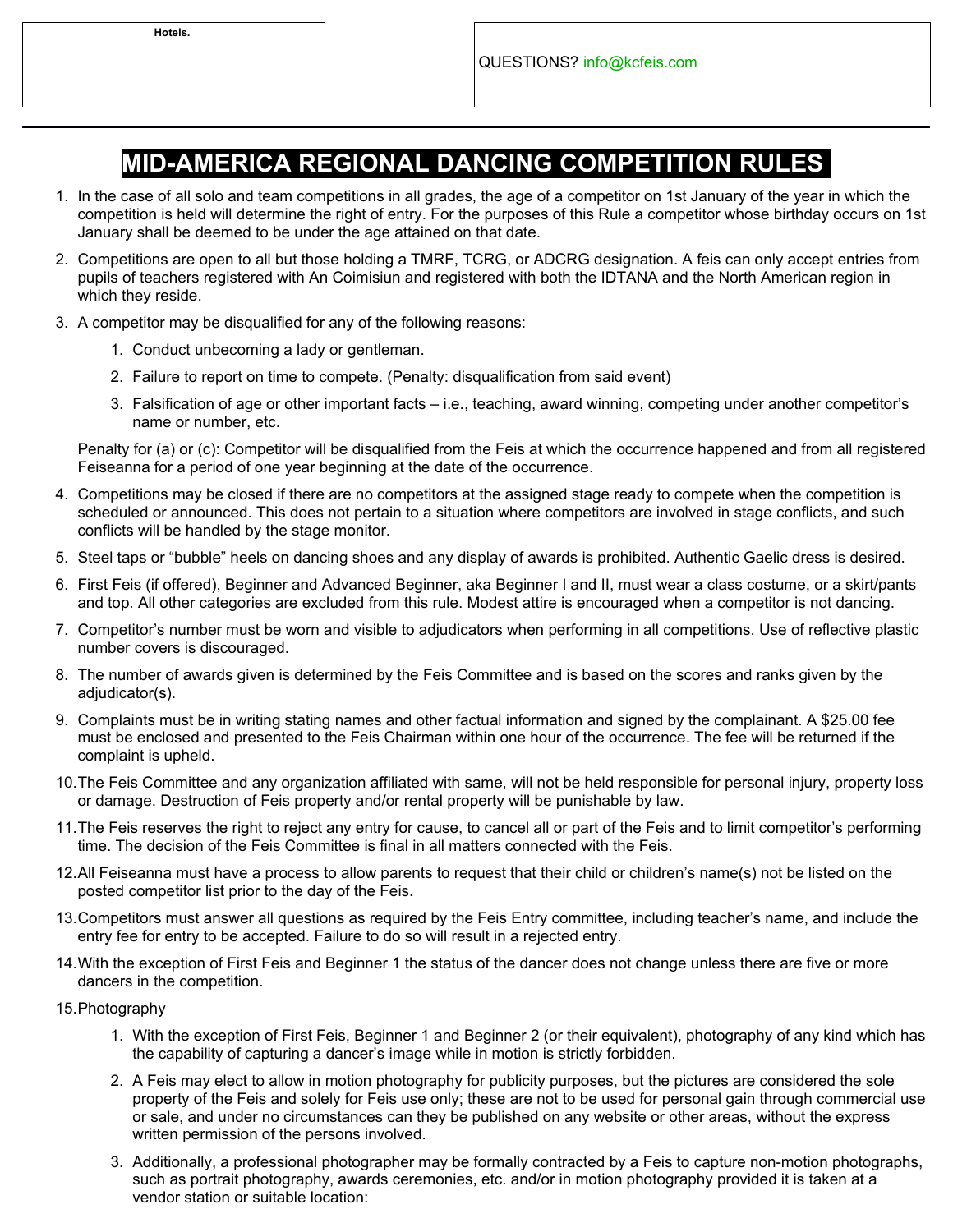**Hotels.**

QUESTIONS? info@kcfeis.com

# MID-AMERICA REGIONAL DANCING COMPETITION RULES

1. In the case of all solo and team competitions in all grades, the age of a competitor on 1st January of the year in which the competition is held will determine the right of entry. For the purposes of this Rule a competitor whose birthday occurs on 1st January shall be deemed to be under the age attained on that date.
2. Competitions are open to all but those holding a TMRF, TCRG, or ADCRG designation. A feis can only accept entries from pupils of teachers registered with An Coimisiun and registered with both the IDTANA and the North American region in which they reside.
3. A competitor may be disqualified for any of the following reasons:
    1. Conduct unbecoming a lady or gentleman.
    2. Failure to report on time to compete. (Penalty: disqualification from said event)
    3. Falsification of age or other important facts – i.e., teaching, award winning, competing under another competitor's name or number, etc.

    Penalty for (a) or (c): Competitor will be disqualified from the Feis at which the occurrence happened and from all registered Feiseanna for a period of one year beginning at the date of the occurrence.
4. Competitions may be closed if there are no competitors at the assigned stage ready to compete when the competition is scheduled or announced. This does not pertain to a situation where competitors are involved in stage conflicts, and such conflicts will be handled by the stage monitor.
5. Steel taps or "bubble" heels on dancing shoes and any display of awards is prohibited. Authentic Gaelic dress is desired.
6. First Feis (if offered), Beginner and Advanced Beginner, aka Beginner I and II, must wear a class costume, or a skirt/pants and top. All other categories are excluded from this rule. Modest attire is encouraged when a competitor is not dancing.
7. Competitor's number must be worn and visible to adjudicators when performing in all competitions. Use of reflective plastic number covers is discouraged.
8. The number of awards given is determined by the Feis Committee and is based on the scores and ranks given by the adjudicator(s).
9. Complaints must be in writing stating names and other factual information and signed by the complainant. A $25.00 fee must be enclosed and presented to the Feis Chairman within one hour of the occurrence. The fee will be returned if the complaint is upheld.
10. The Feis Committee and any organization affiliated with same, will not be held responsible for personal injury, property loss or damage. Destruction of Feis property and/or rental property will be punishable by law.
11. The Feis reserves the right to reject any entry for cause, to cancel all or part of the Feis and to limit competitor's performing time. The decision of the Feis Committee is final in all matters connected with the Feis.
12. All Feiseanna must have a process to allow parents to request that their child or children's name(s) not be listed on the posted competitor list prior to the day of the Feis.
13. Competitors must answer all questions as required by the Feis Entry committee, including teacher's name, and include the entry fee for entry to be accepted. Failure to do so will result in a rejected entry.
14. With the exception of First Feis and Beginner 1 the status of the dancer does not change unless there are five or more dancers in the competition.
15. Photography
    1. With the exception of First Feis, Beginner 1 and Beginner 2 (or their equivalent), photography of any kind which has the capability of capturing a dancer's image while in motion is strictly forbidden.
    2. A Feis may elect to allow in motion photography for publicity purposes, but the pictures are considered the sole property of the Feis and solely for Feis use only; these are not to be used for personal gain through commercial use or sale, and under no circumstances can they be published on any website or other areas, without the express written permission of the persons involved.
    3. Additionally, a professional photographer may be formally contracted by a Feis to capture non-motion photographs, such as portrait photography, awards ceremonies, etc. and/or in motion photography provided it is taken at a vendor station or suitable location: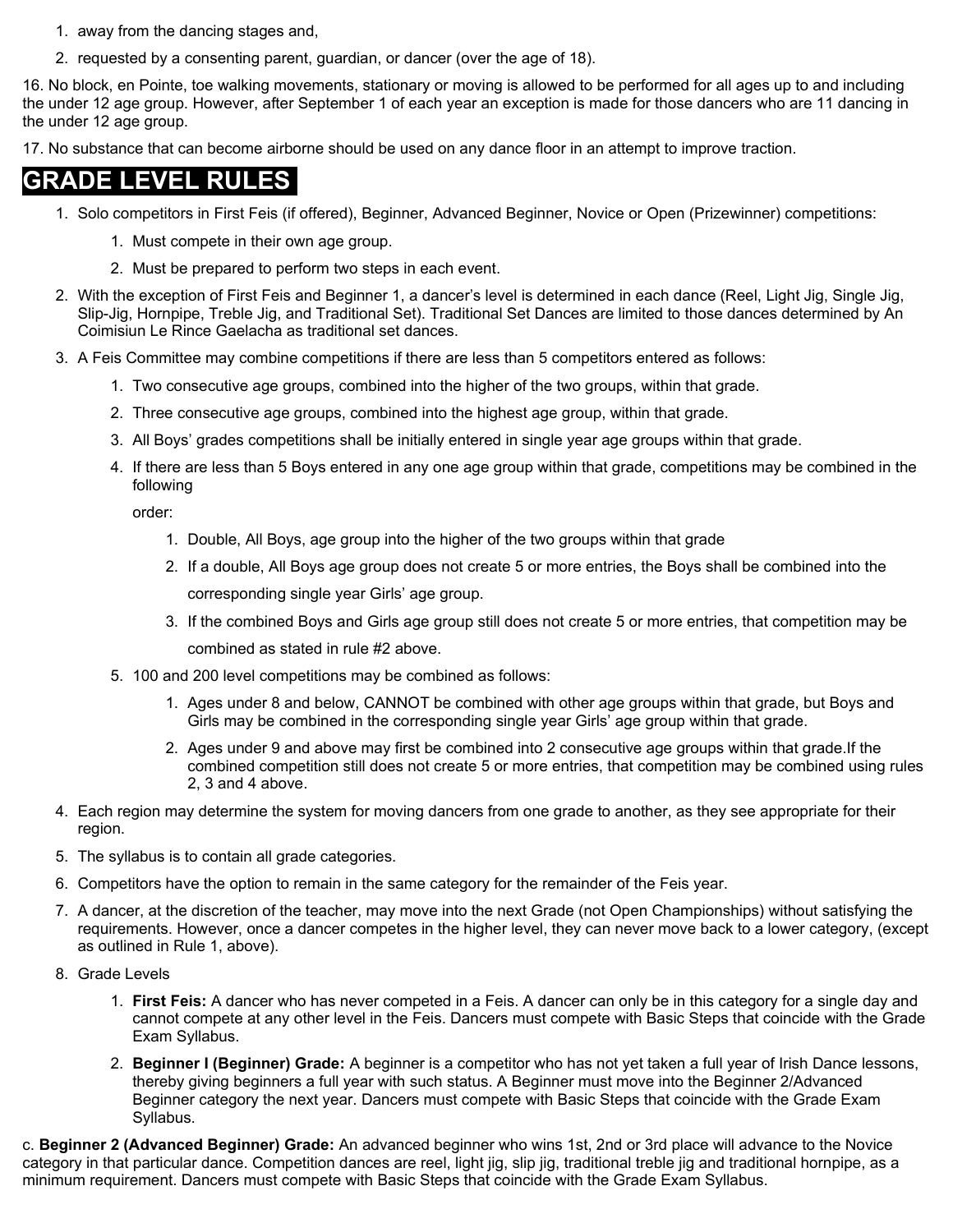1. away from the dancing stages and,
2. requested by a consenting parent, guardian, or dancer (over the age of 18).

16. No block, en Pointe, toe walking movements, stationary or moving is allowed to be performed for all ages up to and including the under 12 age group. However, after September 1 of each year an exception is made for those dancers who are 11 dancing in the under 12 age group.

17. No substance that can become airborne should be used on any dance floor in an attempt to improve traction.

# GRADE LEVEL RULES

1. Solo competitors in First Feis (if offered), Beginner, Advanced Beginner, Novice or Open (Prizewinner) competitions:
    1. Must compete in their own age group.
    2. Must be prepared to perform two steps in each event.
2. With the exception of First Feis and Beginner 1, a dancer's level is determined in each dance (Reel, Light Jig, Single Jig, Slip-Jig, Hornpipe, Treble Jig, and Traditional Set). Traditional Set Dances are limited to those dances determined by An Coimisiun Le Rince Gaelacha as traditional set dances.
3. A Feis Committee may combine competitions if there are less than 5 competitors entered as follows:
    1. Two consecutive age groups, combined into the higher of the two groups, within that grade.
    2. Three consecutive age groups, combined into the highest age group, within that grade.
    3. All Boys' grades competitions shall be initially entered in single year age groups within that grade.
    4. If there are less than 5 Boys entered in any one age group within that grade, competitions may be combined in the following

       order:
        1. Double, All Boys, age group into the higher of the two groups within that grade
        2. If a double, All Boys age group does not create 5 or more entries, the Boys shall be combined into the corresponding single year Girls' age group.
        3. If the combined Boys and Girls age group still does not create 5 or more entries, that competition may be combined as stated in rule #2 above.
    5. 100 and 200 level competitions may be combined as follows:
        1. Ages under 8 and below, CANNOT be combined with other age groups within that grade, but Boys and Girls may be combined in the corresponding single year Girls' age group within that grade.
        2. Ages under 9 and above may first be combined into 2 consecutive age groups within that grade.If the combined competition still does not create 5 or more entries, that competition may be combined using rules 2, 3 and 4 above.
4. Each region may determine the system for moving dancers from one grade to another, as they see appropriate for their region.
5. The syllabus is to contain all grade categories.
6. Competitors have the option to remain in the same category for the remainder of the Feis year.
7. A dancer, at the discretion of the teacher, may move into the next Grade (not Open Championships) without satisfying the requirements. However, once a dancer competes in the higher level, they can never move back to a lower category, (except as outlined in Rule 1, above).
8. Grade Levels
    1. **First Feis:** A dancer who has never competed in a Feis. A dancer can only be in this category for a single day and cannot compete at any other level in the Feis. Dancers must compete with Basic Steps that coincide with the Grade Exam Syllabus.
    2. **Beginner I (Beginner) Grade:** A beginner is a competitor who has not yet taken a full year of Irish Dance lessons, thereby giving beginners a full year with such status. A Beginner must move into the Beginner 2/Advanced Beginner category the next year. Dancers must compete with Basic Steps that coincide with the Grade Exam Syllabus.

c. **Beginner 2 (Advanced Beginner) Grade:** An advanced beginner who wins 1st, 2nd or 3rd place will advance to the Novice category in that particular dance. Competition dances are reel, light jig, slip jig, traditional treble jig and traditional hornpipe, as a minimum requirement. Dancers must compete with Basic Steps that coincide with the Grade Exam Syllabus.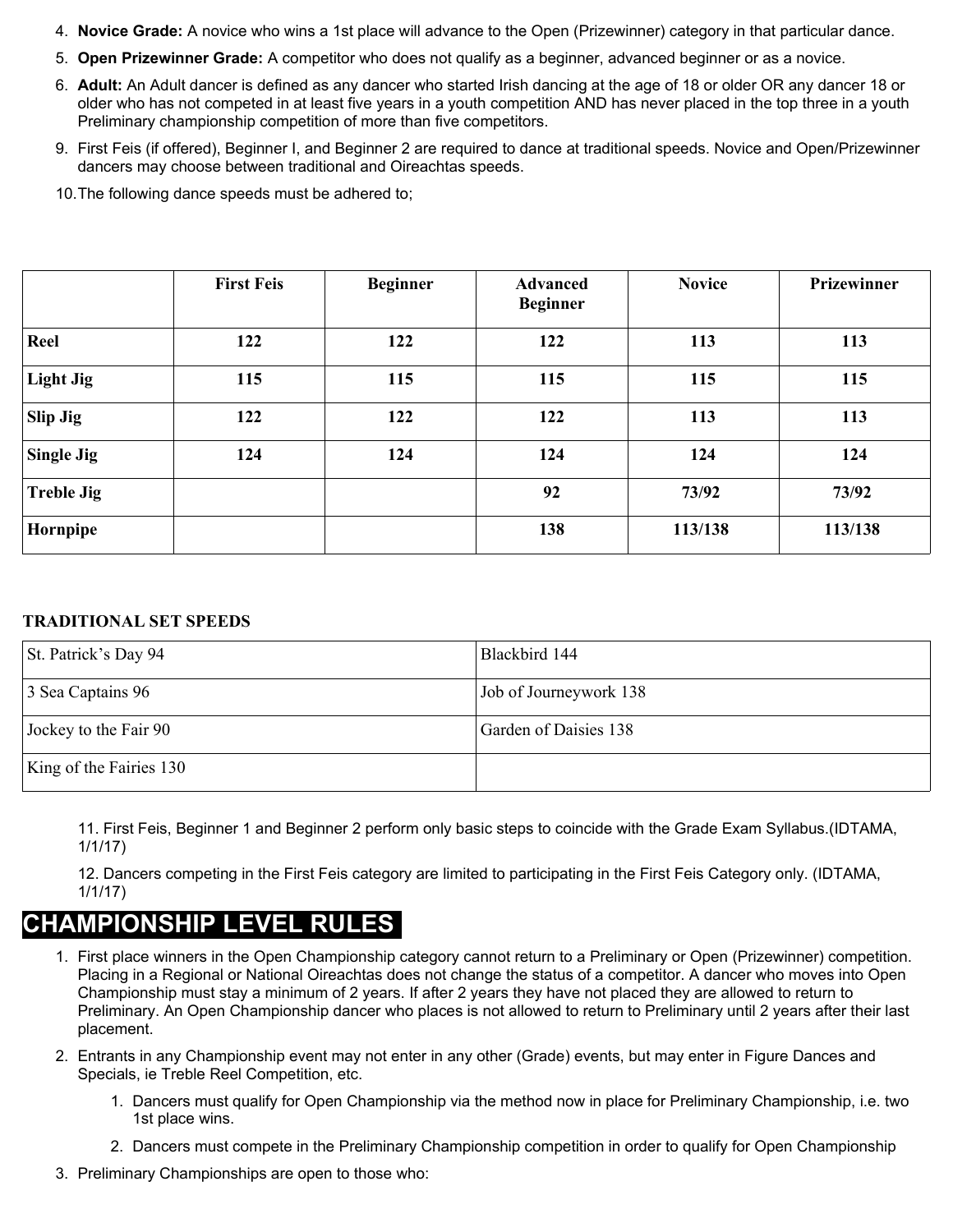4. **Novice Grade:** A novice who wins a 1st place will advance to the Open (Prizewinner) category in that particular dance.
5. **Open Prizewinner Grade:** A competitor who does not qualify as a beginner, advanced beginner or as a novice.
6. **Adult:** An Adult dancer is defined as any dancer who started Irish dancing at the age of 18 or older OR any dancer 18 or older who has not competed in at least five years in a youth competition AND has never placed in the top three in a youth Preliminary championship competition of more than five competitors.

9. First Feis (if offered), Beginner I, and Beginner 2 are required to dance at traditional speeds. Novice and Open/Prizewinner dancers may choose between traditional and Oireachtas speeds.
10. The following dance speeds must be adhered to;

| | First Feis | Beginner | Advanced Beginner | Novice | Prizewinner |
|---|---|---|---|---|---|
| Reel | 122 | 122 | 122 | 113 | 113 |
| Light Jig | 115 | 115 | 115 | 115 | 115 |
| Slip Jig | 122 | 122 | 122 | 113 | 113 |
| Single Jig | 124 | 124 | 124 | 124 | 124 |
| Treble Jig | | | 92 | 73/92 | 73/92 |
| Hornpipe | | | 138 | 113/138 | 113/138 |

**TRADITIONAL SET SPEEDS**

| | |
|---|---|
| St. Patrick's Day 94 | Blackbird 144 |
| 3 Sea Captains 96 | Job of Journeywork 138 |
| Jockey to the Fair 90 | Garden of Daisies 138 |
| King of the Fairies 130 | |

11. First Feis, Beginner 1 and Beginner 2 perform only basic steps to coincide with the Grade Exam Syllabus.(IDTAMA, 1/1/17)
12. Dancers competing in the First Feis category are limited to participating in the First Feis Category only. (IDTAMA, 1/1/17)

# CHAMPIONSHIP LEVEL RULES

1. First place winners in the Open Championship category cannot return to a Preliminary or Open (Prizewinner) competition. Placing in a Regional or National Oireachtas does not change the status of a competitor. A dancer who moves into Open Championship must stay a minimum of 2 years. If after 2 years they have not placed they are allowed to return to Preliminary. An Open Championship dancer who places is not allowed to return to Preliminary until 2 years after their last placement.
2. Entrants in any Championship event may not enter in any other (Grade) events, but may enter in Figure Dances and Specials, ie Treble Reel Competition, etc.
    1. Dancers must qualify for Open Championship via the method now in place for Preliminary Championship, i.e. two 1st place wins.
    2. Dancers must compete in the Preliminary Championship competition in order to qualify for Open Championship
3. Preliminary Championships are open to those who: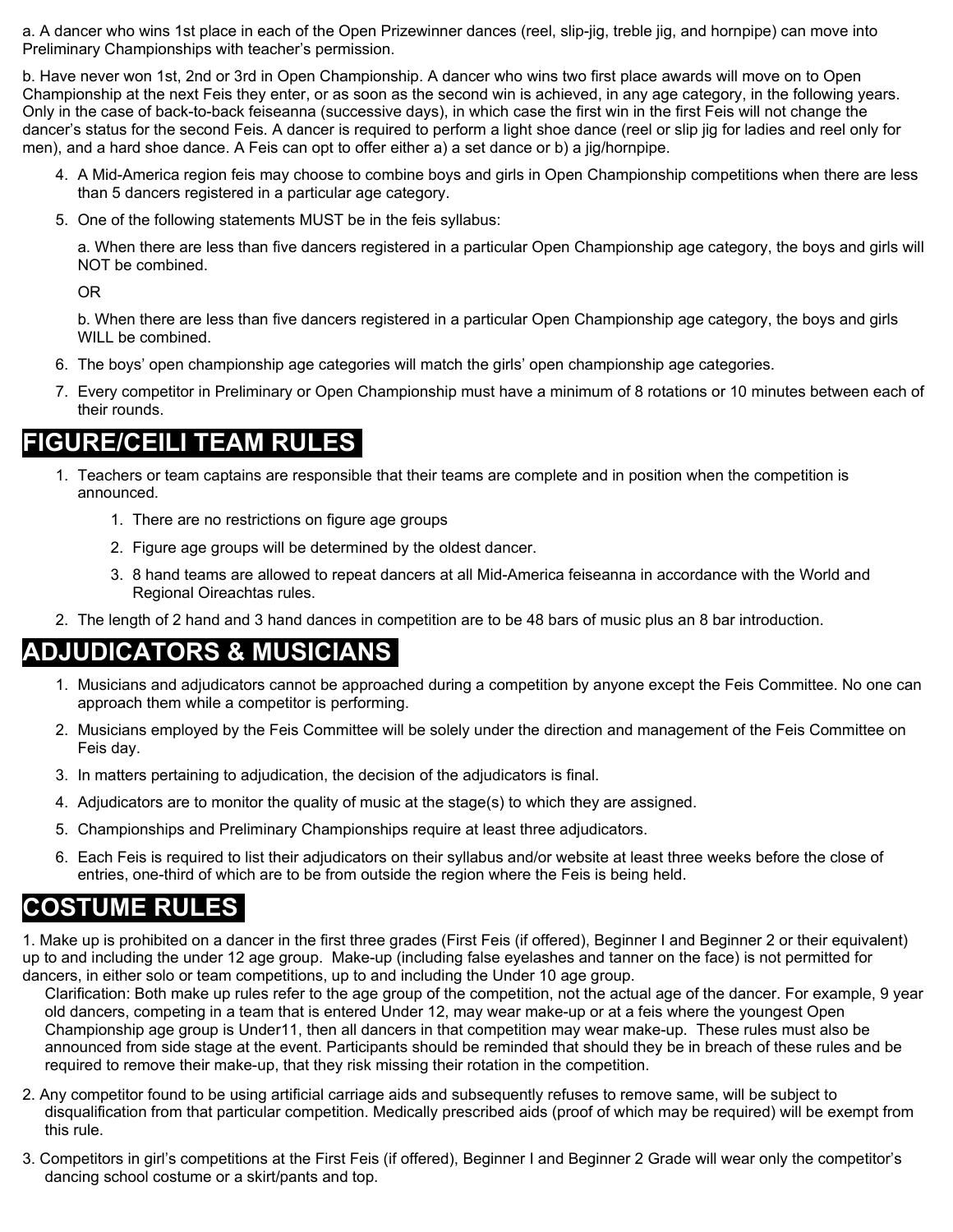a. A dancer who wins 1st place in each of the Open Prizewinner dances (reel, slip-jig, treble jig, and hornpipe) can move into Preliminary Championships with teacher's permission.

b. Have never won 1st, 2nd or 3rd in Open Championship. A dancer who wins two first place awards will move on to Open Championship at the next Feis they enter, or as soon as the second win is achieved, in any age category, in the following years. Only in the case of back-to-back feiseanna (successive days), in which case the first win in the first Feis will not change the dancer's status for the second Feis. A dancer is required to perform a light shoe dance (reel or slip jig for ladies and reel only for men), and a hard shoe dance. A Feis can opt to offer either a) a set dance or b) a jig/hornpipe.

4. A Mid-America region feis may choose to combine boys and girls in Open Championship competitions when there are less than 5 dancers registered in a particular age category.
5. One of the following statements MUST be in the feis syllabus:

   a. When there are less than five dancers registered in a particular Open Championship age category, the boys and girls will NOT be combined.

   OR

   b. When there are less than five dancers registered in a particular Open Championship age category, the boys and girls WILL be combined.
6. The boys' open championship age categories will match the girls' open championship age categories.
7. Every competitor in Preliminary or Open Championship must have a minimum of 8 rotations or 10 minutes between each of their rounds.

## FIGURE/CEILI TEAM RULES

1. Teachers or team captains are responsible that their teams are complete and in position when the competition is announced.
   1. There are no restrictions on figure age groups
   2. Figure age groups will be determined by the oldest dancer.
   3. 8 hand teams are allowed to repeat dancers at all Mid-America feiseanna in accordance with the World and Regional Oireachtas rules.
2. The length of 2 hand and 3 hand dances in competition are to be 48 bars of music plus an 8 bar introduction.

## ADJUDICATORS & MUSICIANS

1. Musicians and adjudicators cannot be approached during a competition by anyone except the Feis Committee. No one can approach them while a competitor is performing.
2. Musicians employed by the Feis Committee will be solely under the direction and management of the Feis Committee on Feis day.
3. In matters pertaining to adjudication, the decision of the adjudicators is final.
4. Adjudicators are to monitor the quality of music at the stage(s) to which they are assigned.
5. Championships and Preliminary Championships require at least three adjudicators.
6. Each Feis is required to list their adjudicators on their syllabus and/or website at least three weeks before the close of entries, one-third of which are to be from outside the region where the Feis is being held.

## COSTUME RULES

1. Make up is prohibited on a dancer in the first three grades (First Feis (if offered), Beginner I and Beginner 2 or their equivalent) up to and including the under 12 age group. Make-up (including false eyelashes and tanner on the face) is not permitted for dancers, in either solo or team competitions, up to and including the Under 10 age group.

   Clarification: Both make up rules refer to the age group of the competition, not the actual age of the dancer. For example, 9 year old dancers, competing in a team that is entered Under 12, may wear make-up or at a feis where the youngest Open Championship age group is Under11, then all dancers in that competition may wear make-up. These rules must also be announced from side stage at the event. Participants should be reminded that should they be in breach of these rules and be required to remove their make-up, that they risk missing their rotation in the competition.

2. Any competitor found to be using artificial carriage aids and subsequently refuses to remove same, will be subject to disqualification from that particular competition. Medically prescribed aids (proof of which may be required) will be exempt from this rule.

3. Competitors in girl's competitions at the First Feis (if offered), Beginner I and Beginner 2 Grade will wear only the competitor's dancing school costume or a skirt/pants and top.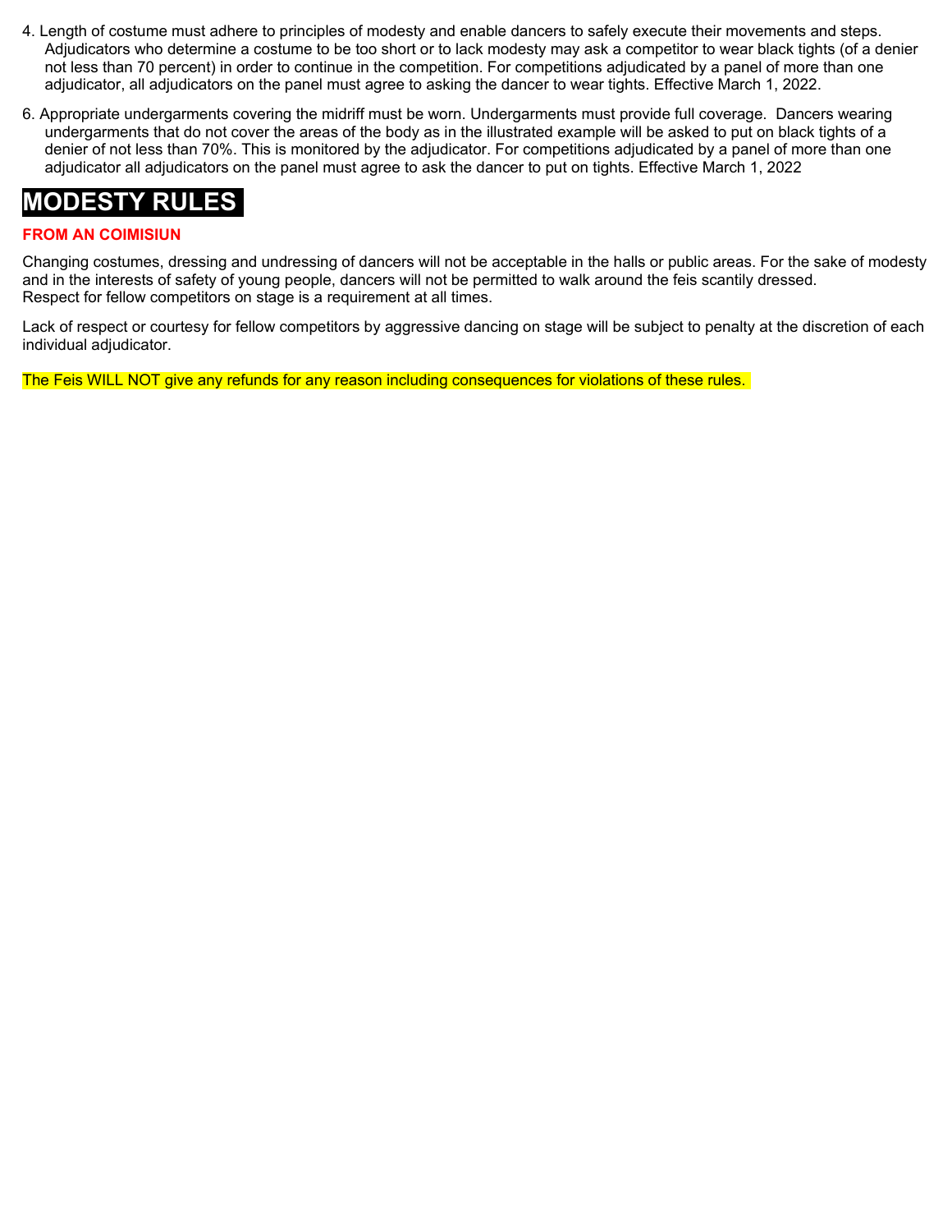4. Length of costume must adhere to principles of modesty and enable dancers to safely execute their movements and steps. Adjudicators who determine a costume to be too short or to lack modesty may ask a competitor to wear black tights (of a denier not less than 70 percent) in order to continue in the competition. For competitions adjudicated by a panel of more than one adjudicator, all adjudicators on the panel must agree to asking the dancer to wear tights. Effective March 1, 2022.

6. Appropriate undergarments covering the midriff must be worn. Undergarments must provide full coverage. Dancers wearing undergarments that do not cover the areas of the body as in the illustrated example will be asked to put on black tights of a denier of not less than 70%. This is monitored by the adjudicator. For competitions adjudicated by a panel of more than one adjudicator all adjudicators on the panel must agree to ask the dancer to put on tights. Effective March 1, 2022

# MODESTY RULES

**FROM AN COIMISIUN**

Changing costumes, dressing and undressing of dancers will not be acceptable in the halls or public areas. For the sake of modesty and in the interests of safety of young people, dancers will not be permitted to walk around the feis scantily dressed.
Respect for fellow competitors on stage is a requirement at all times.

Lack of respect or courtesy for fellow competitors by aggressive dancing on stage will be subject to penalty at the discretion of each individual adjudicator.

The Feis WILL NOT give any refunds for any reason including consequences for violations of these rules.